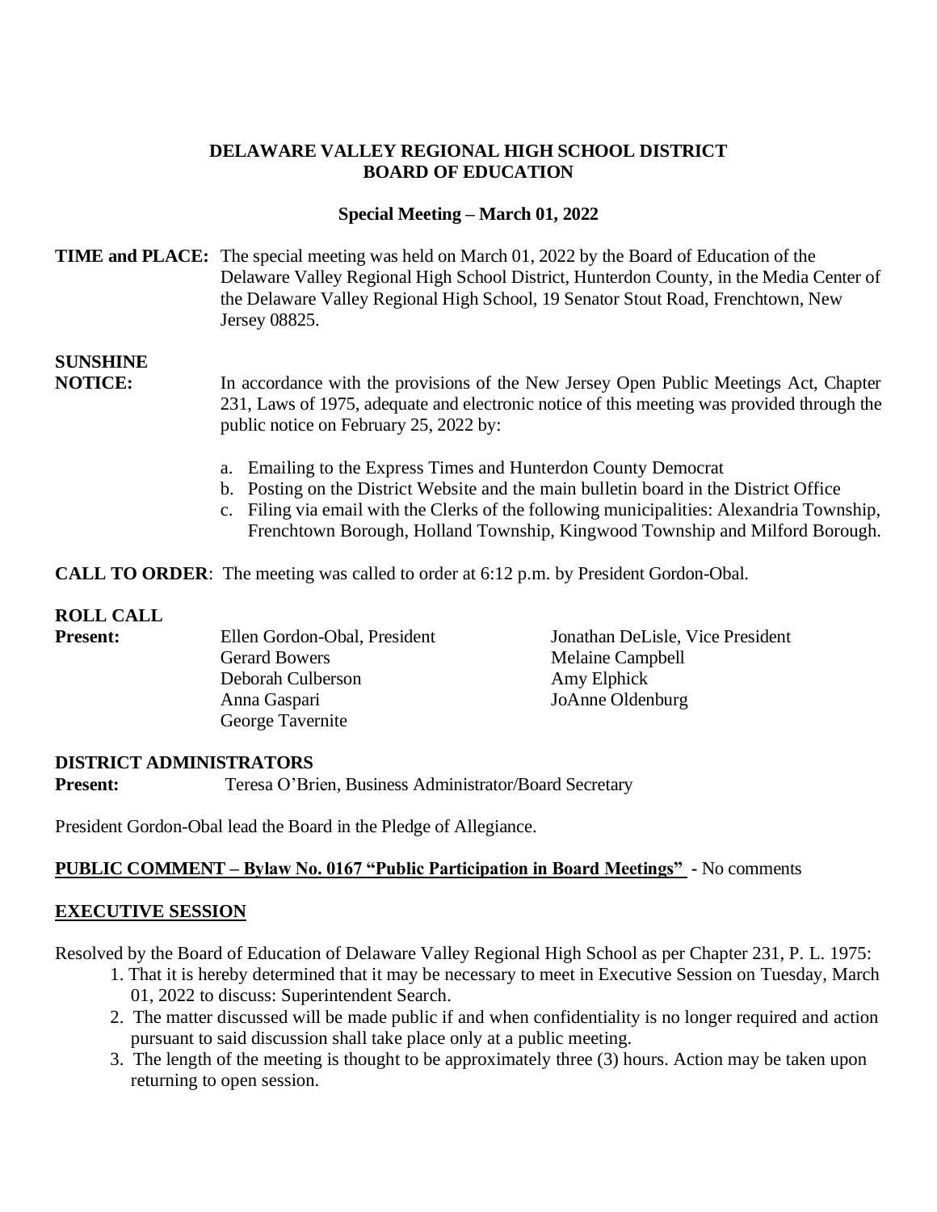# DELAWARE VALLEY REGIONAL HIGH SCHOOL DISTRICT
# BOARD OF EDUCATION

## Special Meeting – March 01, 2022

**TIME and PLACE:** The special meeting was held on March 01, 2022 by the Board of Education of the Delaware Valley Regional High School District, Hunterdon County, in the Media Center of the Delaware Valley Regional High School, 19 Senator Stout Road, Frenchtown, New Jersey 08825.

**SUNSHINE NOTICE:** In accordance with the provisions of the New Jersey Open Public Meetings Act, Chapter 231, Laws of 1975, adequate and electronic notice of this meeting was provided through the public notice on February 25, 2022 by:

a. Emailing to the Express Times and Hunterdon County Democrat
b. Posting on the District Website and the main bulletin board in the District Office
c. Filing via email with the Clerks of the following municipalities: Alexandria Township, Frenchtown Borough, Holland Township, Kingwood Township and Milford Borough.

**CALL TO ORDER**: The meeting was called to order at 6:12 p.m. by President Gordon-Obal.

**ROLL CALL**

**Present:**

Ellen Gordon-Obal, President
Jonathan DeLisle, Vice President
Gerard Bowers
Melaine Campbell
Deborah Culberson
Amy Elphick
Anna Gaspari
JoAnne Oldenburg
George Tavernite

**DISTRICT ADMINISTRATORS**

**Present:** Teresa O'Brien, Business Administrator/Board Secretary

President Gordon-Obal lead the Board in the Pledge of Allegiance.

**PUBLIC COMMENT – Bylaw No. 0167 "Public Participation in Board Meetings"** - No comments

**EXECUTIVE SESSION**

Resolved by the Board of Education of Delaware Valley Regional High School as per Chapter 231, P. L. 1975:

1. That it is hereby determined that it may be necessary to meet in Executive Session on Tuesday, March 01, 2022 to discuss: Superintendent Search.
2. The matter discussed will be made public if and when confidentiality is no longer required and action pursuant to said discussion shall take place only at a public meeting.
3. The length of the meeting is thought to be approximately three (3) hours. Action may be taken upon returning to open session.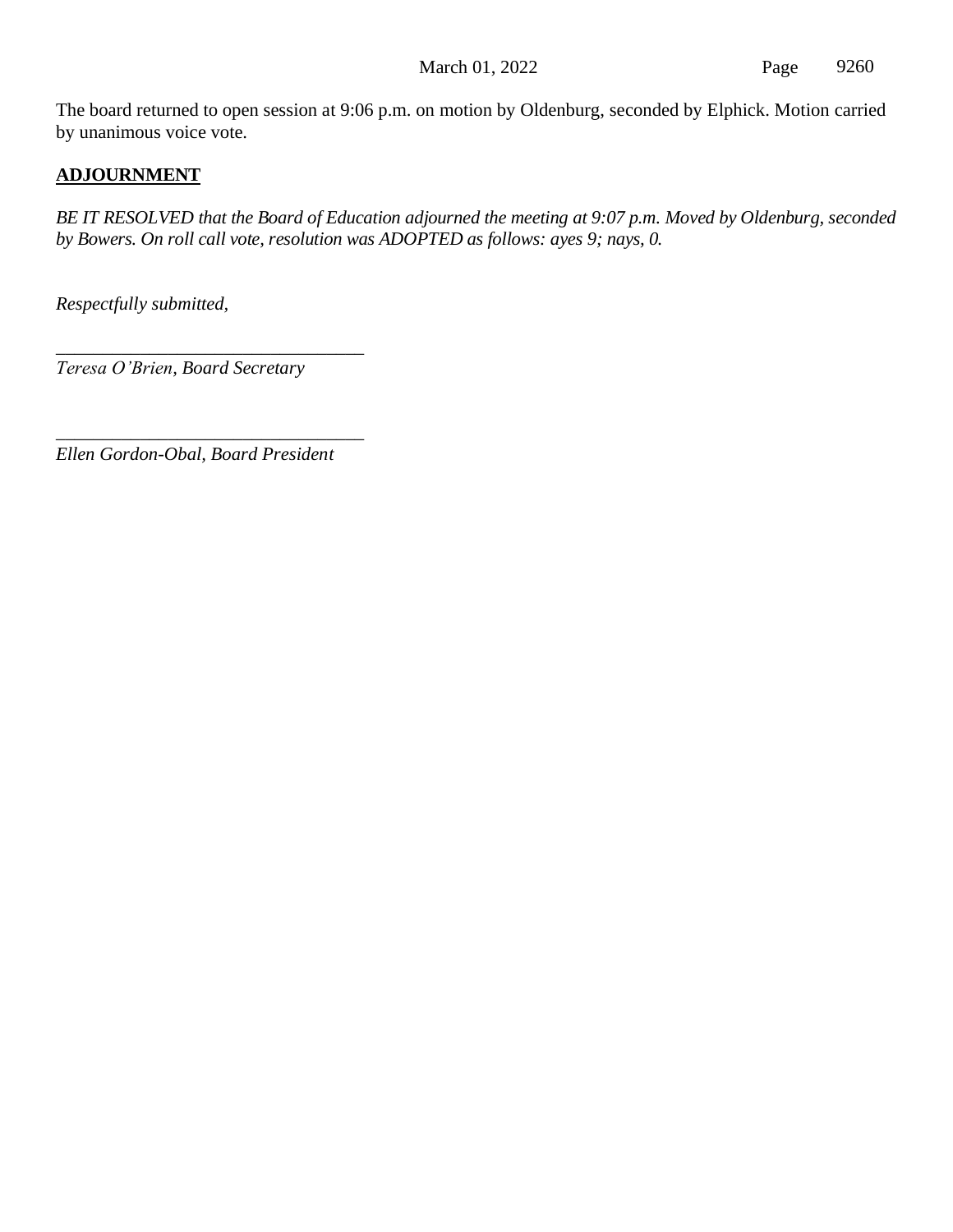The board returned to open session at 9:06 p.m. on motion by Oldenburg, seconded by Elphick. Motion carried by unanimous voice vote.

## ADJOURNMENT

*BE IT RESOLVED that the Board of Education adjourned the meeting at 9:07 p.m. Moved by Oldenburg, seconded by Bowers. On roll call vote, resolution was ADOPTED as follows: ayes 9; nays, 0.*

*Respectfully submitted,*

_________________________________

*Teresa O'Brien, Board Secretary*

_________________________________

*Ellen Gordon-Obal, Board President*